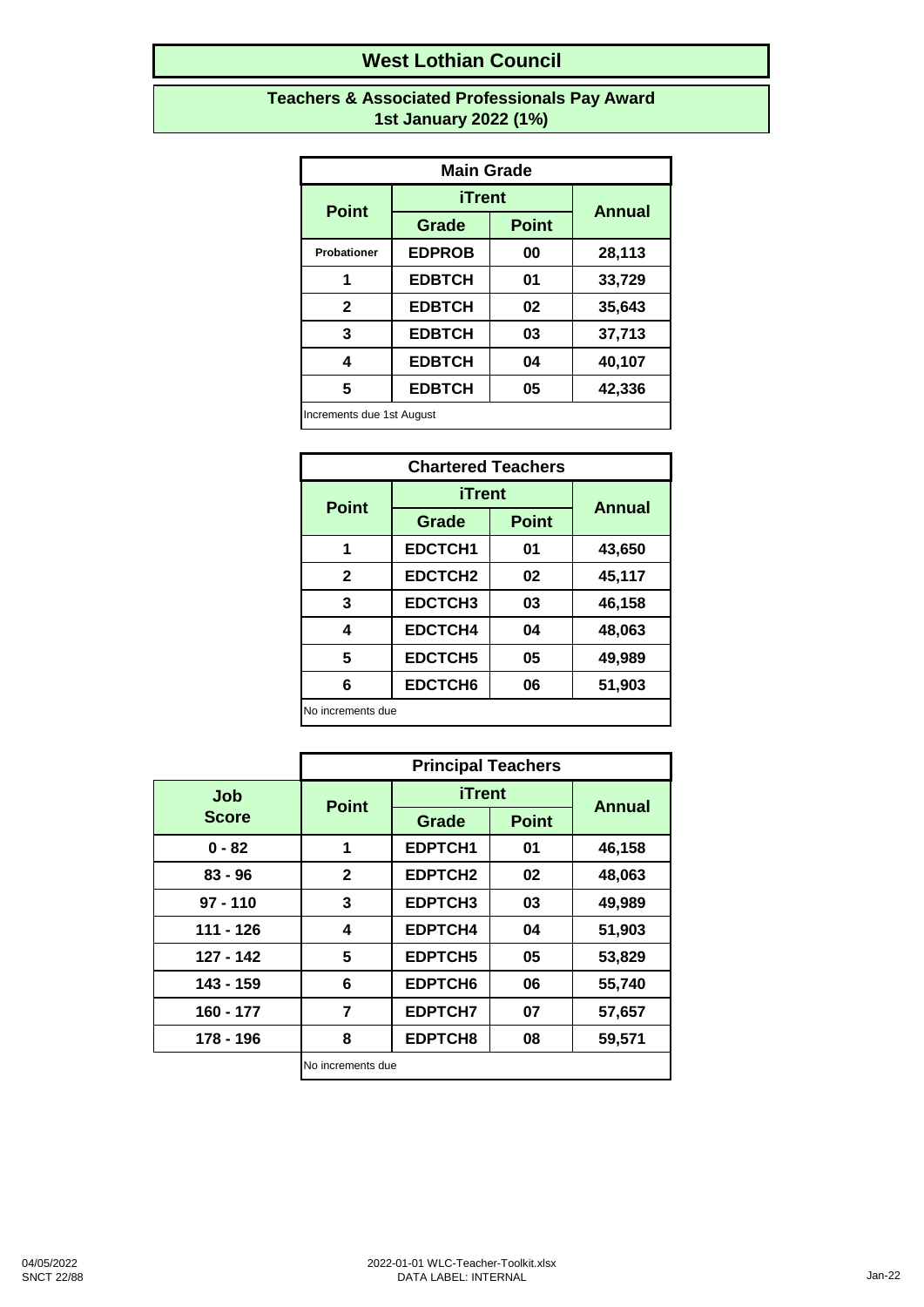# West Lothian Council

## Teachers & Associated Professionals Pay Award
## 1st January 2022 (1%)

### Main Grade

| Point | iTrent | | Annual |
|---|---|---|---|
| | Grade | Point | |
| Probationer | EDPROB | 00 | 28,113 |
| 1 | EDBTCH | 01 | 33,729 |
| 2 | EDBTCH | 02 | 35,643 |
| 3 | EDBTCH | 03 | 37,713 |
| 4 | EDBTCH | 04 | 40,107 |
| 5 | EDBTCH | 05 | 42,336 |

Increments due 1st August

### Chartered Teachers

| Point | iTrent | | Annual |
|---|---|---|---|
| | Grade | Point | |
| 1 | EDCTCH1 | 01 | 43,650 |
| 2 | EDCTCH2 | 02 | 45,117 |
| 3 | EDCTCH3 | 03 | 46,158 |
| 4 | EDCTCH4 | 04 | 48,063 |
| 5 | EDCTCH5 | 05 | 49,989 |
| 6 | EDCTCH6 | 06 | 51,903 |

No increments due

### Principal Teachers

| Job Score | Point | iTrent | | Annual |
|---|---|---|---|---|
| | | Grade | Point | |
| 0 - 82 | 1 | EDPTCH1 | 01 | 46,158 |
| 83 - 96 | 2 | EDPTCH2 | 02 | 48,063 |
| 97 - 110 | 3 | EDPTCH3 | 03 | 49,989 |
| 111 - 126 | 4 | EDPTCH4 | 04 | 51,903 |
| 127 - 142 | 5 | EDPTCH5 | 05 | 53,829 |
| 143 - 159 | 6 | EDPTCH6 | 06 | 55,740 |
| 160 - 177 | 7 | EDPTCH7 | 07 | 57,657 |
| 178 - 196 | 8 | EDPTCH8 | 08 | 59,571 |

No increments due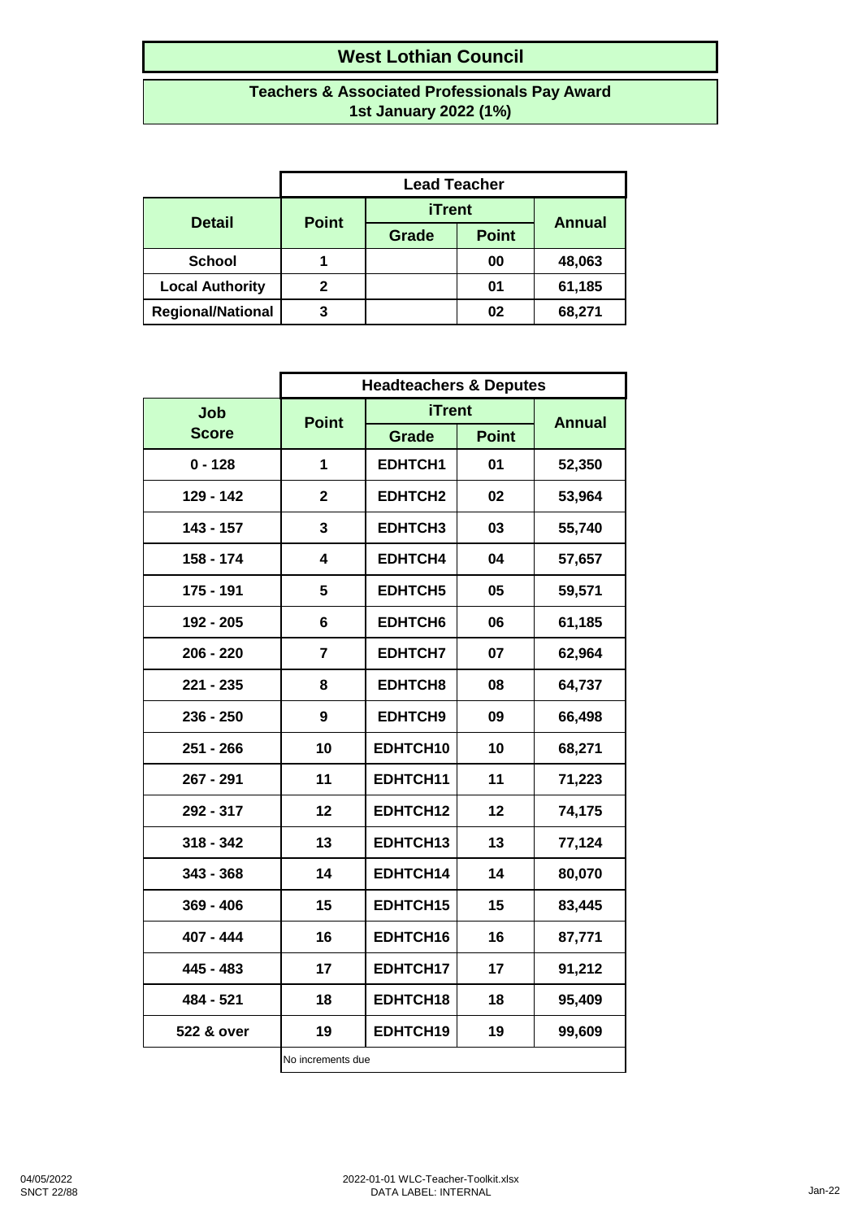# West Lothian Council

## Teachers & Associated Professionals Pay Award
## 1st January 2022 (1%)

| Detail | Lead Teacher | | | |
|---|---|---|---|---|
| | Point | iTrent | | Annual |
| | | Grade | Point | |
| School | 1 | | 00 | 48,063 |
| Local Authority | 2 | | 01 | 61,185 |
| Regional/National | 3 | | 02 | 68,271 |

| Job Score | Headteachers & Deputes | | | |
|---|---|---|---|---|
| | Point | iTrent | | Annual |
| | | Grade | Point | |
| 0 - 128 | 1 | EDHTCH1 | 01 | 52,350 |
| 129 - 142 | 2 | EDHTCH2 | 02 | 53,964 |
| 143 - 157 | 3 | EDHTCH3 | 03 | 55,740 |
| 158 - 174 | 4 | EDHTCH4 | 04 | 57,657 |
| 175 - 191 | 5 | EDHTCH5 | 05 | 59,571 |
| 192 - 205 | 6 | EDHTCH6 | 06 | 61,185 |
| 206 - 220 | 7 | EDHTCH7 | 07 | 62,964 |
| 221 - 235 | 8 | EDHTCH8 | 08 | 64,737 |
| 236 - 250 | 9 | EDHTCH9 | 09 | 66,498 |
| 251 - 266 | 10 | EDHTCH10 | 10 | 68,271 |
| 267 - 291 | 11 | EDHTCH11 | 11 | 71,223 |
| 292 - 317 | 12 | EDHTCH12 | 12 | 74,175 |
| 318 - 342 | 13 | EDHTCH13 | 13 | 77,124 |
| 343 - 368 | 14 | EDHTCH14 | 14 | 80,070 |
| 369 - 406 | 15 | EDHTCH15 | 15 | 83,445 |
| 407 - 444 | 16 | EDHTCH16 | 16 | 87,771 |
| 445 - 483 | 17 | EDHTCH17 | 17 | 91,212 |
| 484 - 521 | 18 | EDHTCH18 | 18 | 95,409 |
| 522 & over | 19 | EDHTCH19 | 19 | 99,609 |

No increments due

04/05/2022
SNCT 22/88

2022-01-01 WLC-Teacher-Toolkit.xlsx
DATA LABEL: INTERNAL

Jan-22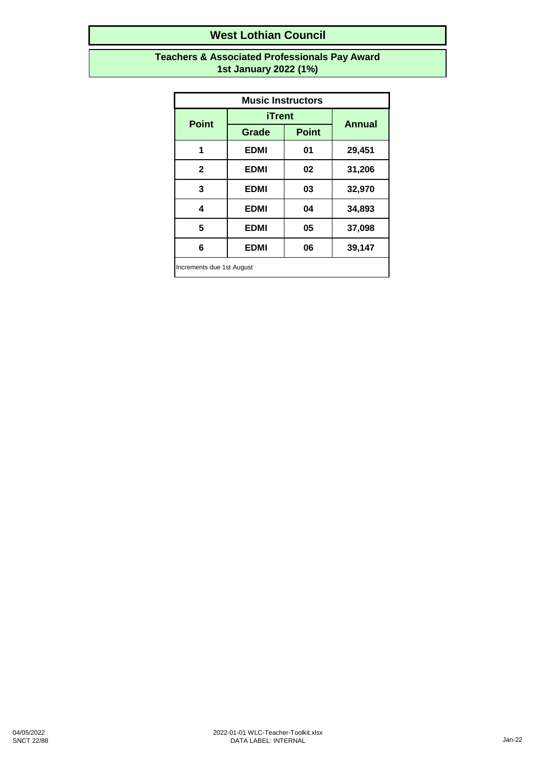# West Lothian Council

## Teachers & Associated Professionals Pay Award
## 1st January 2022 (1%)

| Music Instructors | | | |
|---|---|---|---|
| **Point** | **iTrent** | | **Annual** |
| | **Grade** | **Point** | |
| **1** | **EDMI** | **01** | **29,451** |
| **2** | **EDMI** | **02** | **31,206** |
| **3** | **EDMI** | **03** | **32,970** |
| **4** | **EDMI** | **04** | **34,893** |
| **5** | **EDMI** | **05** | **37,098** |
| **6** | **EDMI** | **06** | **39,147** |

Increments due 1st August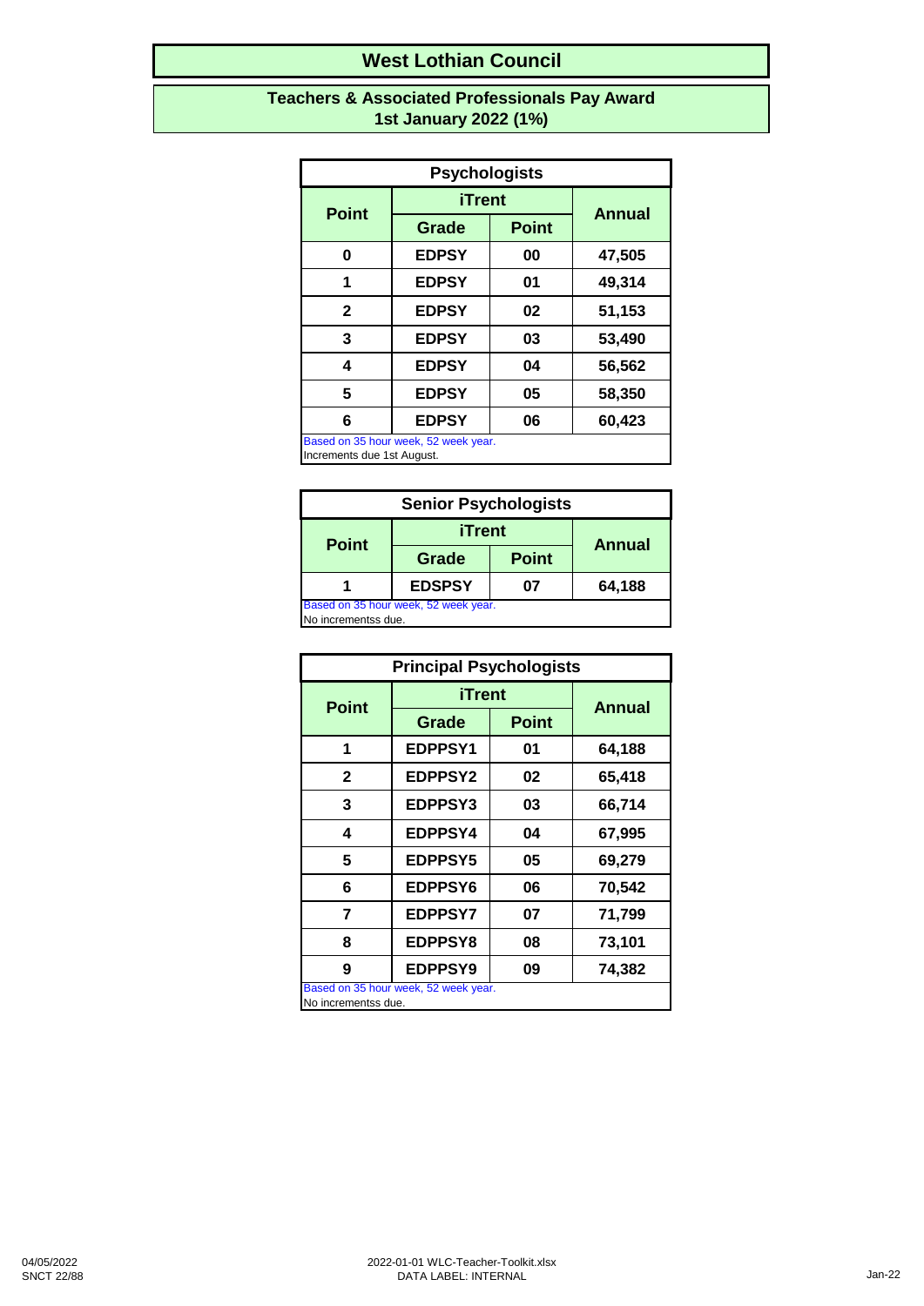# West Lothian Council

## Teachers & Associated Professionals Pay Award
## 1st January 2022 (1%)

### Psychologists

| Point | iTrent | | Annual |
|---|---|---|---|
| | Grade | Point | |
| 0 | EDPSY | 00 | 47,505 |
| 1 | EDPSY | 01 | 49,314 |
| 2 | EDPSY | 02 | 51,153 |
| 3 | EDPSY | 03 | 53,490 |
| 4 | EDPSY | 04 | 56,562 |
| 5 | EDPSY | 05 | 58,350 |
| 6 | EDPSY | 06 | 60,423 |

Based on 35 hour week, 52 week year.
Increments due 1st August.

### Senior Psychologists

| Point | iTrent | | Annual |
|---|---|---|---|
| | Grade | Point | |
| 1 | EDSPSY | 07 | 64,188 |

Based on 35 hour week, 52 week year.
No incrementss due.

### Principal Psychologists

| Point | iTrent | | Annual |
|---|---|---|---|
| | Grade | Point | |
| 1 | EDPPSY1 | 01 | 64,188 |
| 2 | EDPPSY2 | 02 | 65,418 |
| 3 | EDPPSY3 | 03 | 66,714 |
| 4 | EDPPSY4 | 04 | 67,995 |
| 5 | EDPPSY5 | 05 | 69,279 |
| 6 | EDPPSY6 | 06 | 70,542 |
| 7 | EDPPSY7 | 07 | 71,799 |
| 8 | EDPPSY8 | 08 | 73,101 |
| 9 | EDPPSY9 | 09 | 74,382 |

Based on 35 hour week, 52 week year.
No incrementss due.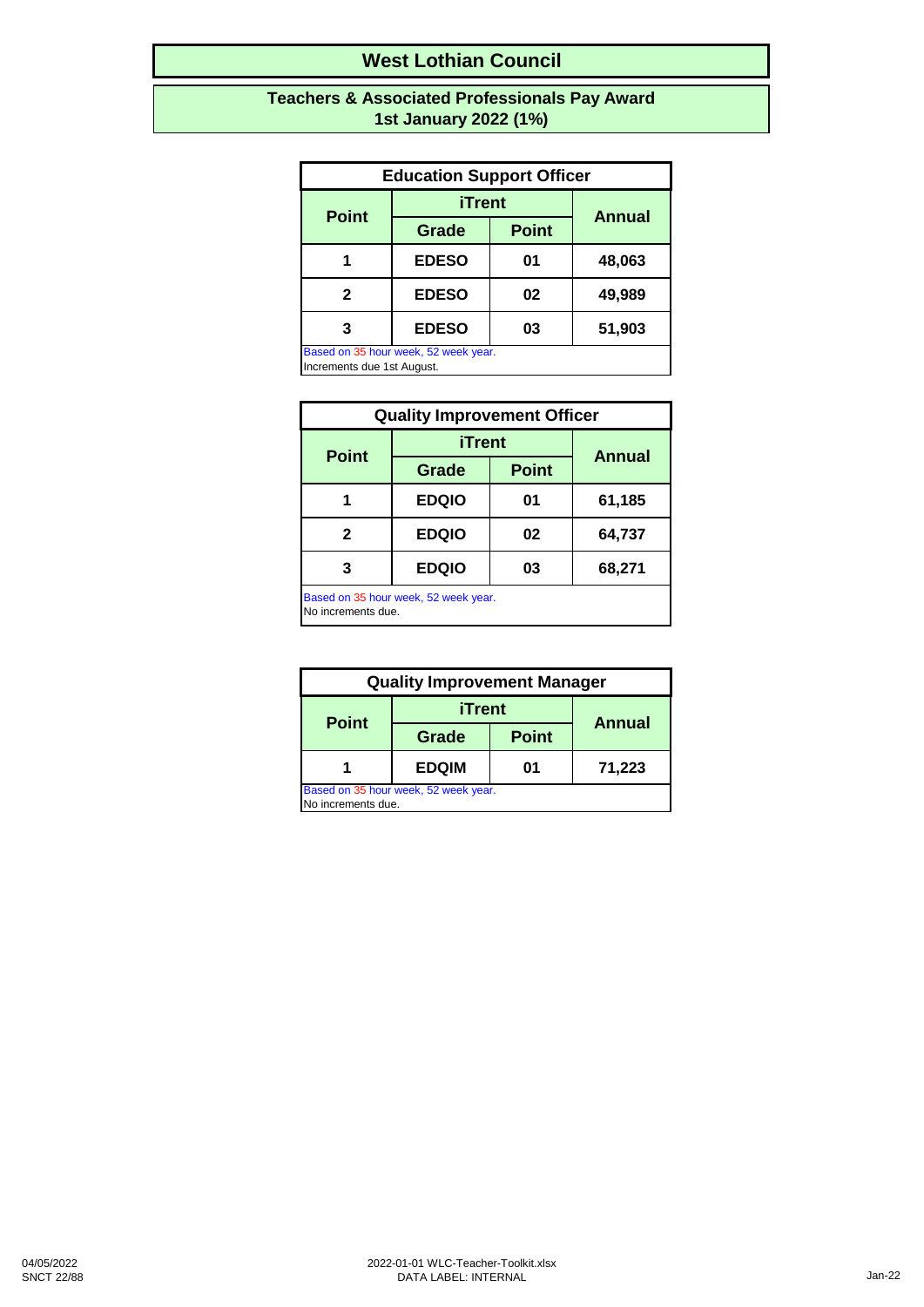# West Lothian Council

## Teachers & Associated Professionals Pay Award 1st January 2022 (1%)

### Education Support Officer

| Point | iTrent | | Annual |
|---|---|---|---|
| | Grade | Point | |
| 1 | EDESO | 01 | 48,063 |
| 2 | EDESO | 02 | 49,989 |
| 3 | EDESO | 03 | 51,903 |

Based on 35 hour week, 52 week year.
Increments due 1st August.

### Quality Improvement Officer

| Point | iTrent | | Annual |
|---|---|---|---|
| | Grade | Point | |
| 1 | EDQIO | 01 | 61,185 |
| 2 | EDQIO | 02 | 64,737 |
| 3 | EDQIO | 03 | 68,271 |

Based on 35 hour week, 52 week year.
No increments due.

### Quality Improvement Manager

| Point | iTrent | | Annual |
|---|---|---|---|
| | Grade | Point | |
| 1 | EDQIM | 01 | 71,223 |

Based on 35 hour week, 52 week year.
No increments due.